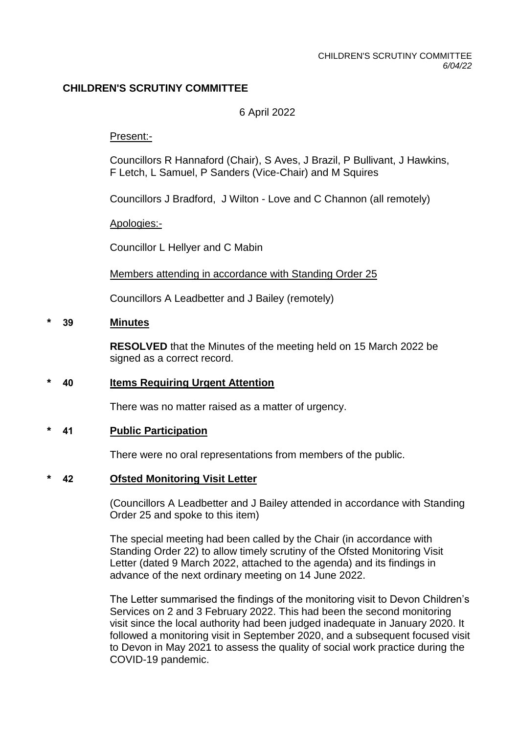# CHILDREN'S SCRUTINY COMMITTEE

6 April 2022

Present:-

Councillors R Hannaford (Chair), S Aves, J Brazil, P Bullivant, J Hawkins, F Letch, L Samuel, P Sanders (Vice-Chair) and M Squires

Councillors J Bradford, J Wilton - Love and C Channon (all remotely)

Apologies:-

Councillor L Hellyer and C Mabin

Members attending in accordance with Standing Order 25

Councillors A Leadbetter and J Bailey (remotely)

## * 39 Minutes

**RESOLVED** that the Minutes of the meeting held on 15 March 2022 be signed as a correct record.

## * 40 Items Requiring Urgent Attention

There was no matter raised as a matter of urgency.

## * 41 Public Participation

There were no oral representations from members of the public.

## * 42 Ofsted Monitoring Visit Letter

(Councillors A Leadbetter and J Bailey attended in accordance with Standing Order 25 and spoke to this item)

The special meeting had been called by the Chair (in accordance with Standing Order 22) to allow timely scrutiny of the Ofsted Monitoring Visit Letter (dated 9 March 2022, attached to the agenda) and its findings in advance of the next ordinary meeting on 14 June 2022.

The Letter summarised the findings of the monitoring visit to Devon Children's Services on 2 and 3 February 2022. This had been the second monitoring visit since the local authority had been judged inadequate in January 2020. It followed a monitoring visit in September 2020, and a subsequent focused visit to Devon in May 2021 to assess the quality of social work practice during the COVID-19 pandemic.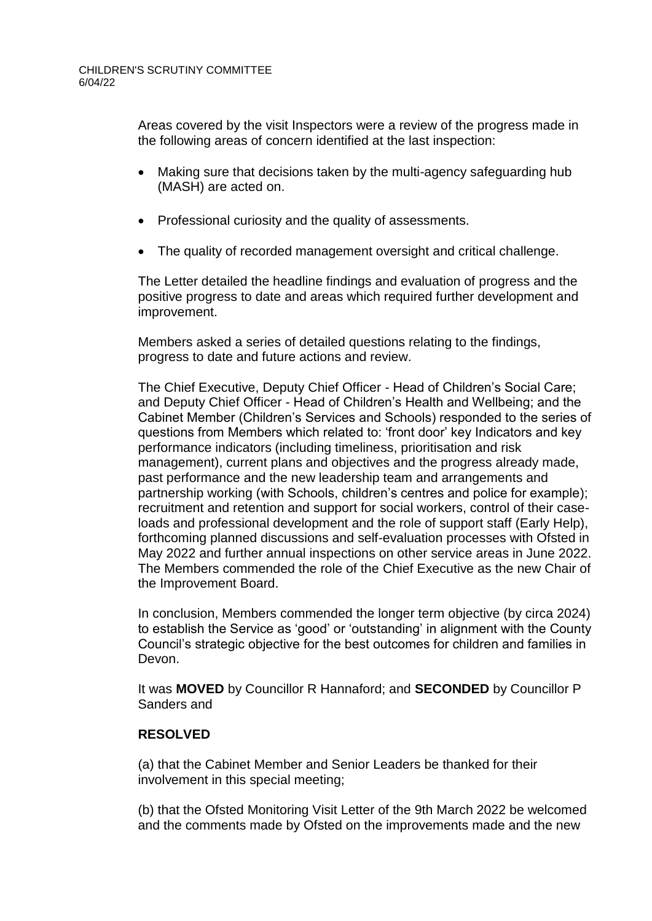Areas covered by the visit Inspectors were a review of the progress made in the following areas of concern identified at the last inspection:

- Making sure that decisions taken by the multi-agency safeguarding hub (MASH) are acted on.
- Professional curiosity and the quality of assessments.
- The quality of recorded management oversight and critical challenge.

The Letter detailed the headline findings and evaluation of progress and the positive progress to date and areas which required further development and improvement.

Members asked a series of detailed questions relating to the findings, progress to date and future actions and review.

The Chief Executive, Deputy Chief Officer - Head of Children's Social Care; and Deputy Chief Officer - Head of Children's Health and Wellbeing; and the Cabinet Member (Children's Services and Schools) responded to the series of questions from Members which related to: 'front door' key Indicators and key performance indicators (including timeliness, prioritisation and risk management), current plans and objectives and the progress already made, past performance and the new leadership team and arrangements and partnership working (with Schools, children's centres and police for example); recruitment and retention and support for social workers, control of their case-loads and professional development and the role of support staff (Early Help), forthcoming planned discussions and self-evaluation processes with Ofsted in May 2022 and further annual inspections on other service areas in June 2022. The Members commended the role of the Chief Executive as the new Chair of the Improvement Board.

In conclusion, Members commended the longer term objective (by circa 2024) to establish the Service as 'good' or 'outstanding' in alignment with the County Council's strategic objective for the best outcomes for children and families in Devon.

It was **MOVED** by Councillor R Hannaford; and **SECONDED** by Councillor P Sanders and

**RESOLVED**

(a) that the Cabinet Member and Senior Leaders be thanked for their involvement in this special meeting;

(b) that the Ofsted Monitoring Visit Letter of the 9th March 2022 be welcomed and the comments made by Ofsted on the improvements made and the new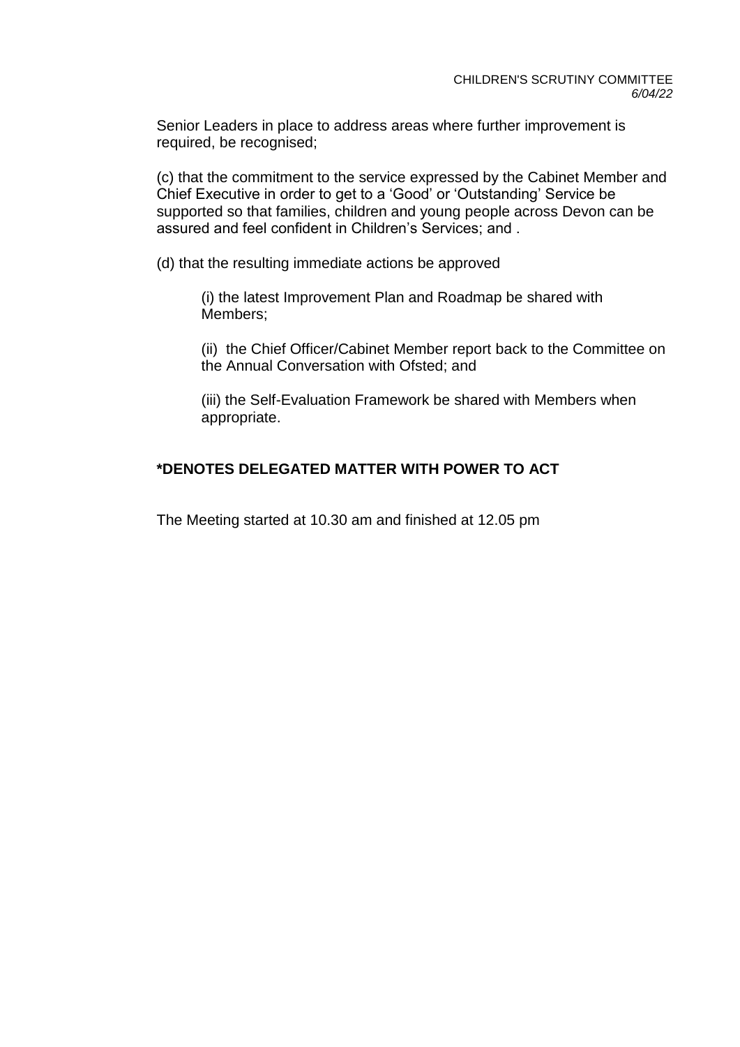Senior Leaders in place to address areas where further improvement is required, be recognised;

(c) that the commitment to the service expressed by the Cabinet Member and Chief Executive in order to get to a 'Good' or 'Outstanding' Service be supported so that families, children and young people across Devon can be assured and feel confident in Children's Services; and .

(d) that the resulting immediate actions be approved

> (i) the latest Improvement Plan and Roadmap be shared with Members;
>
> (ii) the Chief Officer/Cabinet Member report back to the Committee on the Annual Conversation with Ofsted; and
>
> (iii) the Self-Evaluation Framework be shared with Members when appropriate.

**\*DENOTES DELEGATED MATTER WITH POWER TO ACT**

The Meeting started at 10.30 am and finished at 12.05 pm